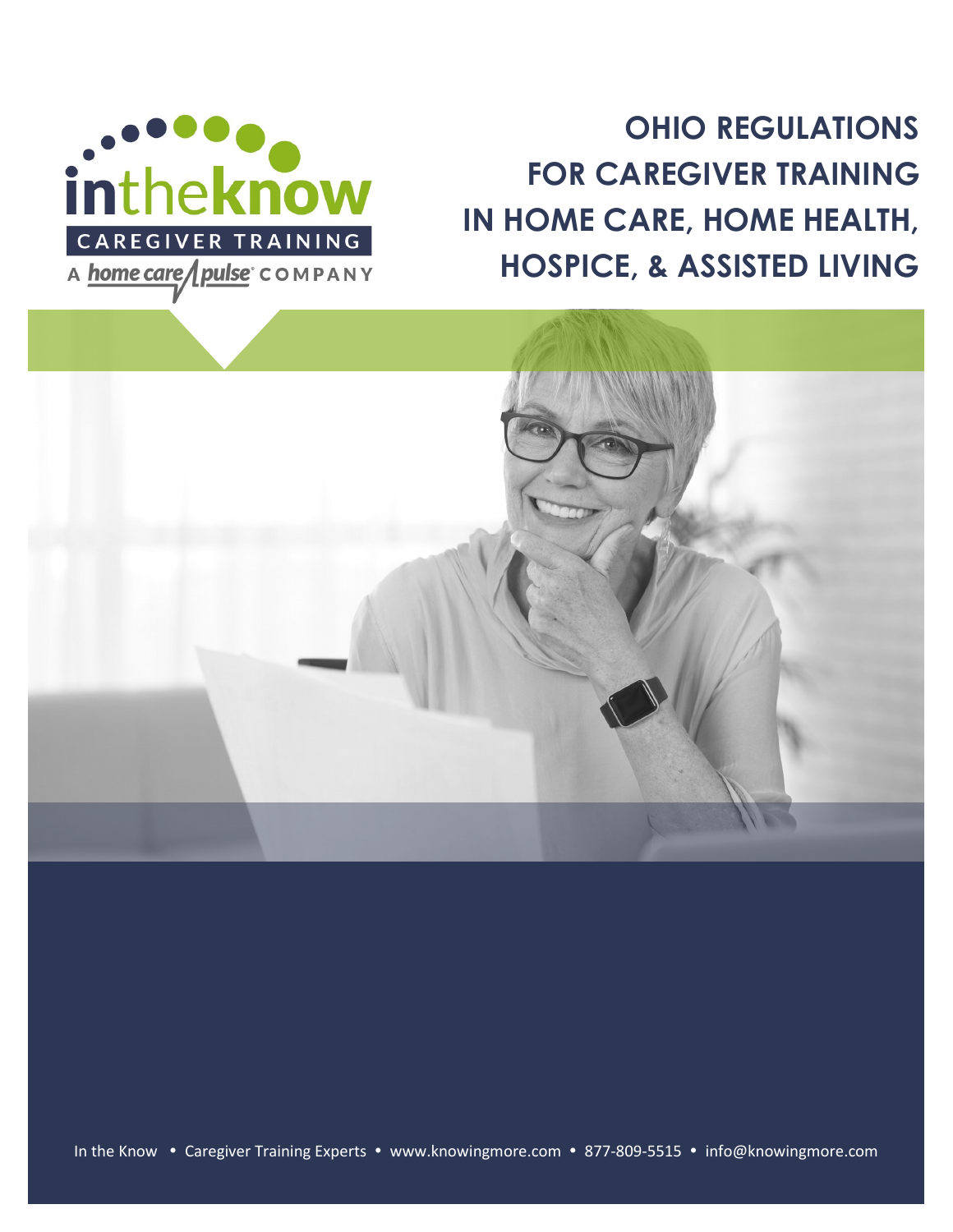intheknow

CAREGIVER TRAINING

A home care pulse® COMPANY

# OHIO REGULATIONS FOR CAREGIVER TRAINING IN HOME CARE, HOME HEALTH, HOSPICE, & ASSISTED LIVING

In the Know • Caregiver Training Experts • www.knowingmore.com • 877-809-5515 • info@knowingmore.com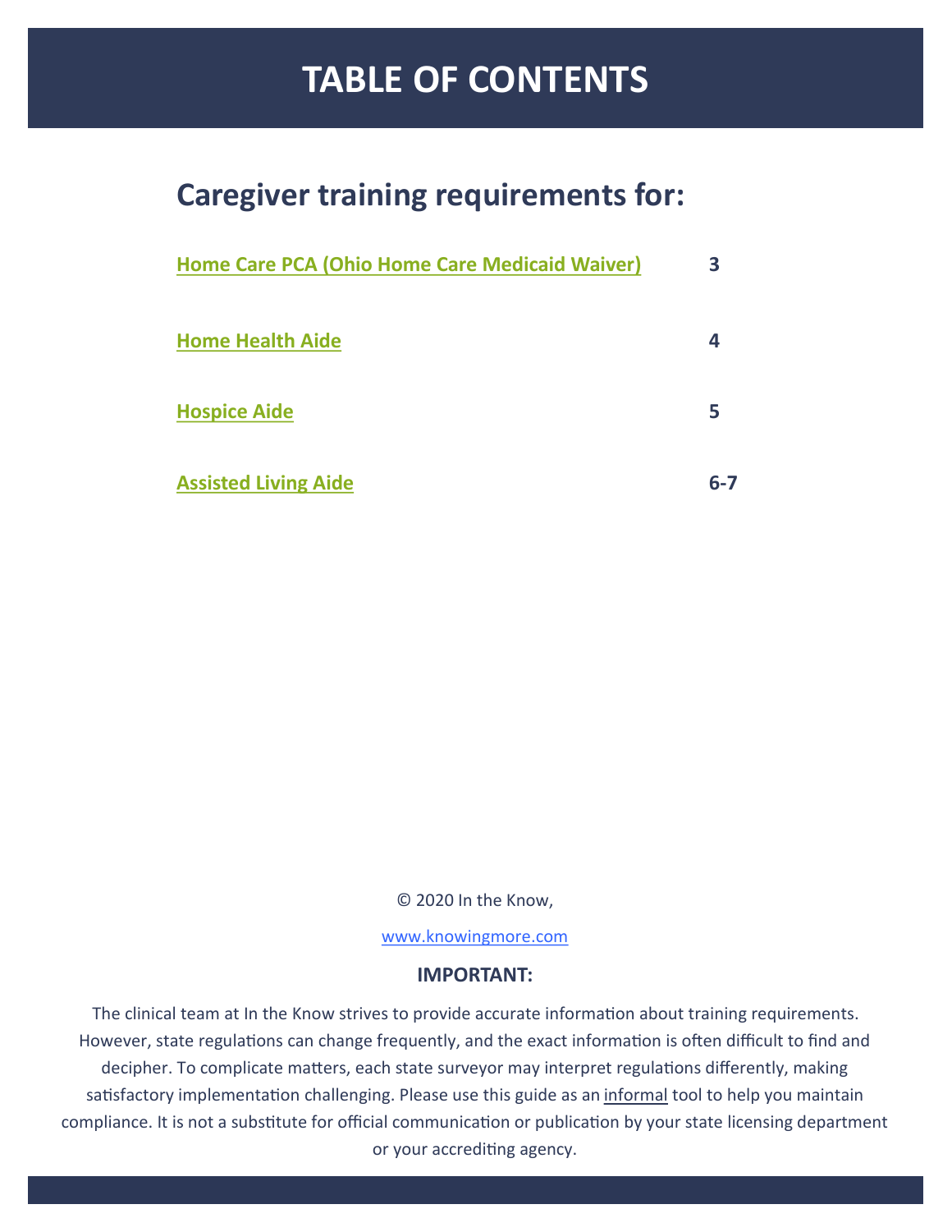# TABLE OF CONTENTS

## Caregiver training requirements for:

| | |
|---|---|
| Home Care PCA (Ohio Home Care Medicaid Waiver) | 3 |
| Home Health Aide | 4 |
| Hospice Aide | 5 |
| Assisted Living Aide | 6-7 |

© 2020 In the Know,

www.knowingmore.com

**IMPORTANT:**

The clinical team at In the Know strives to provide accurate information about training requirements. However, state regulations can change frequently, and the exact information is often difficult to find and decipher. To complicate matters, each state surveyor may interpret regulations differently, making satisfactory implementation challenging. Please use this guide as an informal tool to help you maintain compliance. It is not a substitute for official communication or publication by your state licensing department or your accrediting agency.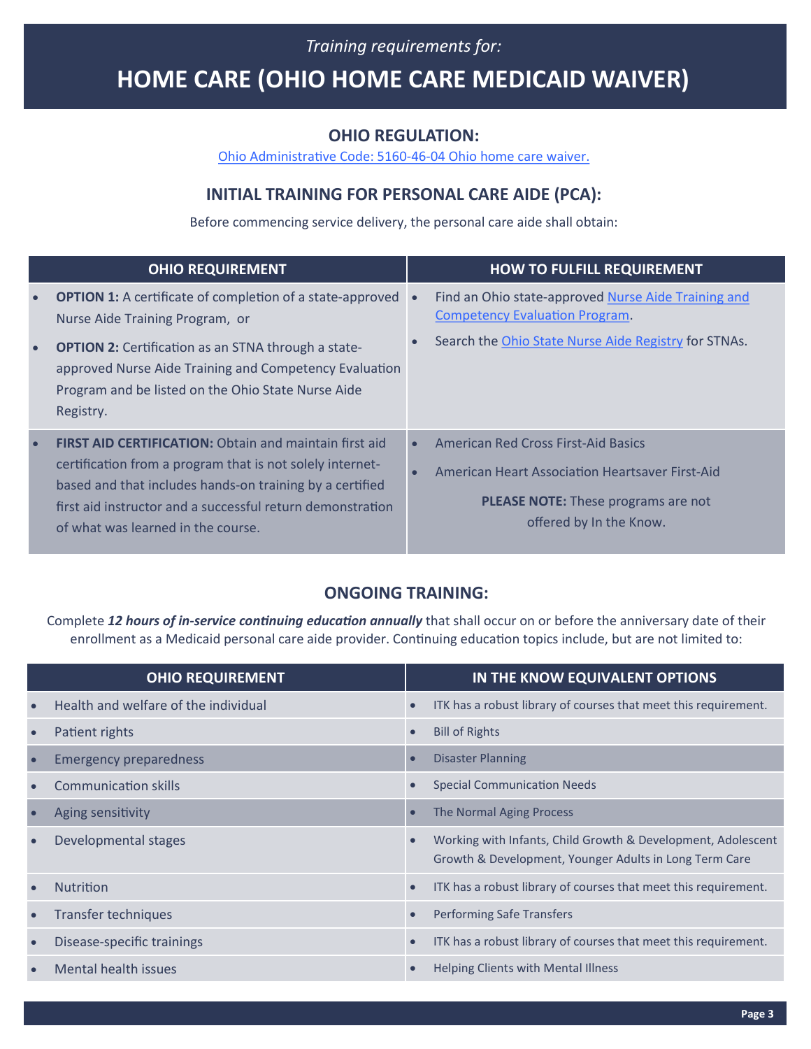*Training requirements for:*

# HOME CARE (OHIO HOME CARE MEDICAID WAIVER)

## OHIO REGULATION:

[Ohio Administrative Code: 5160-46-04 Ohio home care waiver.]

## INITIAL TRAINING FOR PERSONAL CARE AIDE (PCA):

Before commencing service delivery, the personal care aide shall obtain:

| OHIO REQUIREMENT | HOW TO FULFILL REQUIREMENT |
|---|---|
| • **OPTION 1:** A certificate of completion of a state-approved Nurse Aide Training Program, or<br>• **OPTION 2:** Certification as an STNA through a state-approved Nurse Aide Training and Competency Evaluation Program and be listed on the Ohio State Nurse Aide Registry. | • Find an Ohio state-approved Nurse Aide Training and Competency Evaluation Program.<br>• Search the Ohio State Nurse Aide Registry for STNAs. |
| • **FIRST AID CERTIFICATION:** Obtain and maintain first aid certification from a program that is not solely internet-based and that includes hands-on training by a certified first aid instructor and a successful return demonstration of what was learned in the course. | • American Red Cross First-Aid Basics<br>• American Heart Association Heartsaver First-Aid<br>**PLEASE NOTE:** These programs are not offered by In the Know. |

## ONGOING TRAINING:

Complete ***12 hours of in-service continuing education annually*** that shall occur on or before the anniversary date of their enrollment as a Medicaid personal care aide provider. Continuing education topics include, but are not limited to:

| OHIO REQUIREMENT | IN THE KNOW EQUIVALENT OPTIONS |
|---|---|
| • Health and welfare of the individual | • ITK has a robust library of courses that meet this requirement. |
| • Patient rights | • Bill of Rights |
| • Emergency preparedness | • Disaster Planning |
| • Communication skills | • Special Communication Needs |
| • Aging sensitivity | • The Normal Aging Process |
| • Developmental stages | • Working with Infants, Child Growth & Development, Adolescent Growth & Development, Younger Adults in Long Term Care |
| • Nutrition | • ITK has a robust library of courses that meet this requirement. |
| • Transfer techniques | • Performing Safe Transfers |
| • Disease-specific trainings | • ITK has a robust library of courses that meet this requirement. |
| • Mental health issues | • Helping Clients with Mental Illness |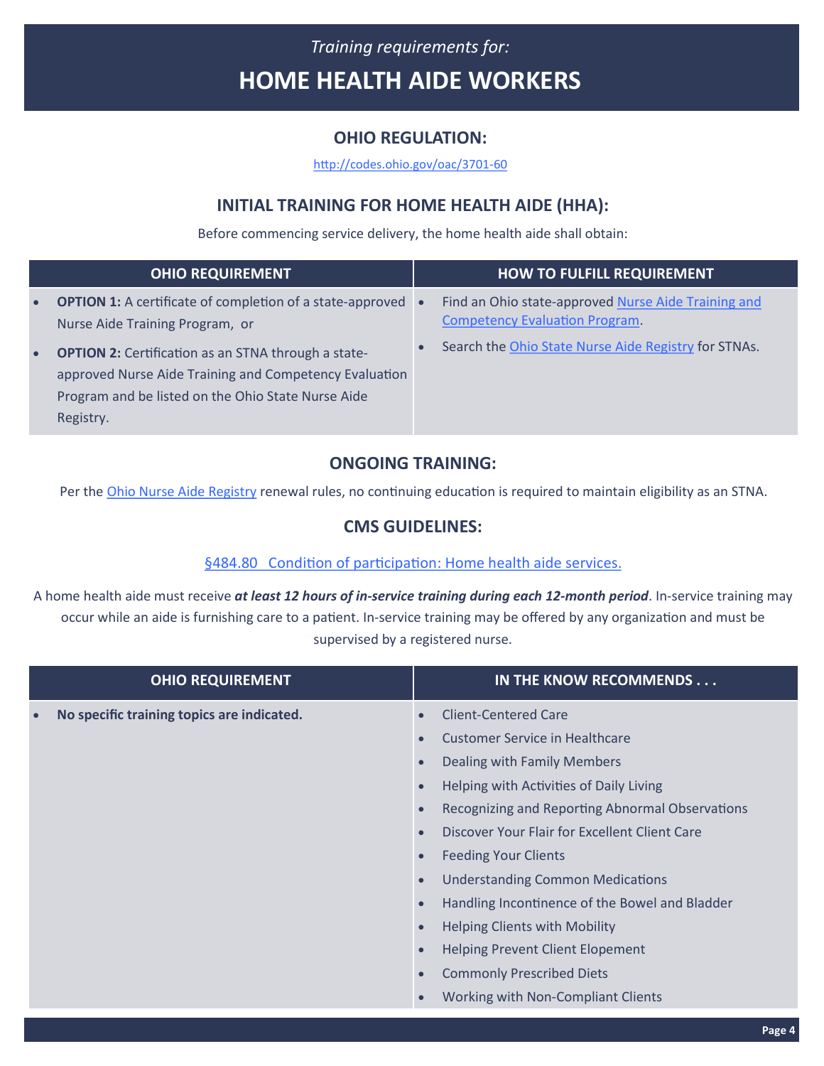*Training requirements for:*

# HOME HEALTH AIDE WORKERS

## OHIO REGULATION:

[http://codes.ohio.gov/oac/3701-60](http://codes.ohio.gov/oac/3701-60)

## INITIAL TRAINING FOR HOME HEALTH AIDE (HHA):

Before commencing service delivery, the home health aide shall obtain:

| OHIO REQUIREMENT | HOW TO FULFILL REQUIREMENT |
| --- | --- |
| • **OPTION 1:** A certificate of completion of a state-approved Nurse Aide Training Program, or<br>• **OPTION 2:** Certification as an STNA through a state-approved Nurse Aide Training and Competency Evaluation Program and be listed on the Ohio State Nurse Aide Registry. | • Find an Ohio state-approved Nurse Aide Training and Competency Evaluation Program.<br>• Search the Ohio State Nurse Aide Registry for STNAs. |

## ONGOING TRAINING:

Per the Ohio Nurse Aide Registry renewal rules, no continuing education is required to maintain eligibility as an STNA.

## CMS GUIDELINES:

§484.80 Condition of participation: Home health aide services.

A home health aide must receive ***at least 12 hours of in-service training during each 12-month period***. In-service training may occur while an aide is furnishing care to a patient. In-service training may be offered by any organization and must be supervised by a registered nurse.

| OHIO REQUIREMENT | IN THE KNOW RECOMMENDS . . . |
| --- | --- |
| • **No specific training topics are indicated.** | • Client-Centered Care<br>• Customer Service in Healthcare<br>• Dealing with Family Members<br>• Helping with Activities of Daily Living<br>• Recognizing and Reporting Abnormal Observations<br>• Discover Your Flair for Excellent Client Care<br>• Feeding Your Clients<br>• Understanding Common Medications<br>• Handling Incontinence of the Bowel and Bladder<br>• Helping Clients with Mobility<br>• Helping Prevent Client Elopement<br>• Commonly Prescribed Diets<br>• Working with Non-Compliant Clients |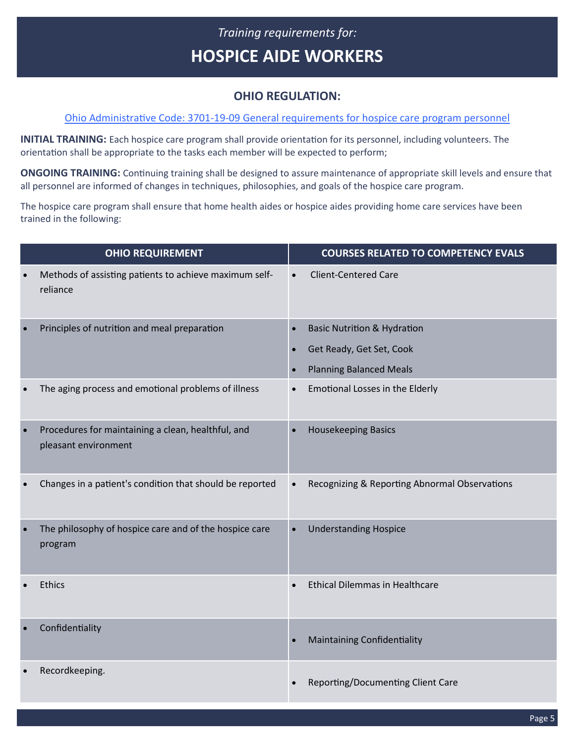*Training requirements for:*

# HOSPICE AIDE WORKERS

## OHIO REGULATION:

[Ohio Administrative Code: 3701-19-09 General requirements for hospice care program personnel]

**INITIAL TRAINING:** Each hospice care program shall provide orientation for its personnel, including volunteers. The orientation shall be appropriate to the tasks each member will be expected to perform;

**ONGOING TRAINING:** Continuing training shall be designed to assure maintenance of appropriate skill levels and ensure that all personnel are informed of changes in techniques, philosophies, and goals of the hospice care program.

The hospice care program shall ensure that home health aides or hospice aides providing home care services have been trained in the following:

| OHIO REQUIREMENT | COURSES RELATED TO COMPETENCY EVALS |
|---|---|
| • Methods of assisting patients to achieve maximum self-reliance | • Client-Centered Care |
| • Principles of nutrition and meal preparation | • Basic Nutrition & Hydration<br>• Get Ready, Get Set, Cook<br>• Planning Balanced Meals |
| • The aging process and emotional problems of illness | • Emotional Losses in the Elderly |
| • Procedures for maintaining a clean, healthful, and pleasant environment | • Housekeeping Basics |
| • Changes in a patient's condition that should be reported | • Recognizing & Reporting Abnormal Observations |
| • The philosophy of hospice care and of the hospice care program | • Understanding Hospice |
| • Ethics | • Ethical Dilemmas in Healthcare |
| • Confidentiality | • Maintaining Confidentiality |
| • Recordkeeping. | • Reporting/Documenting Client Care |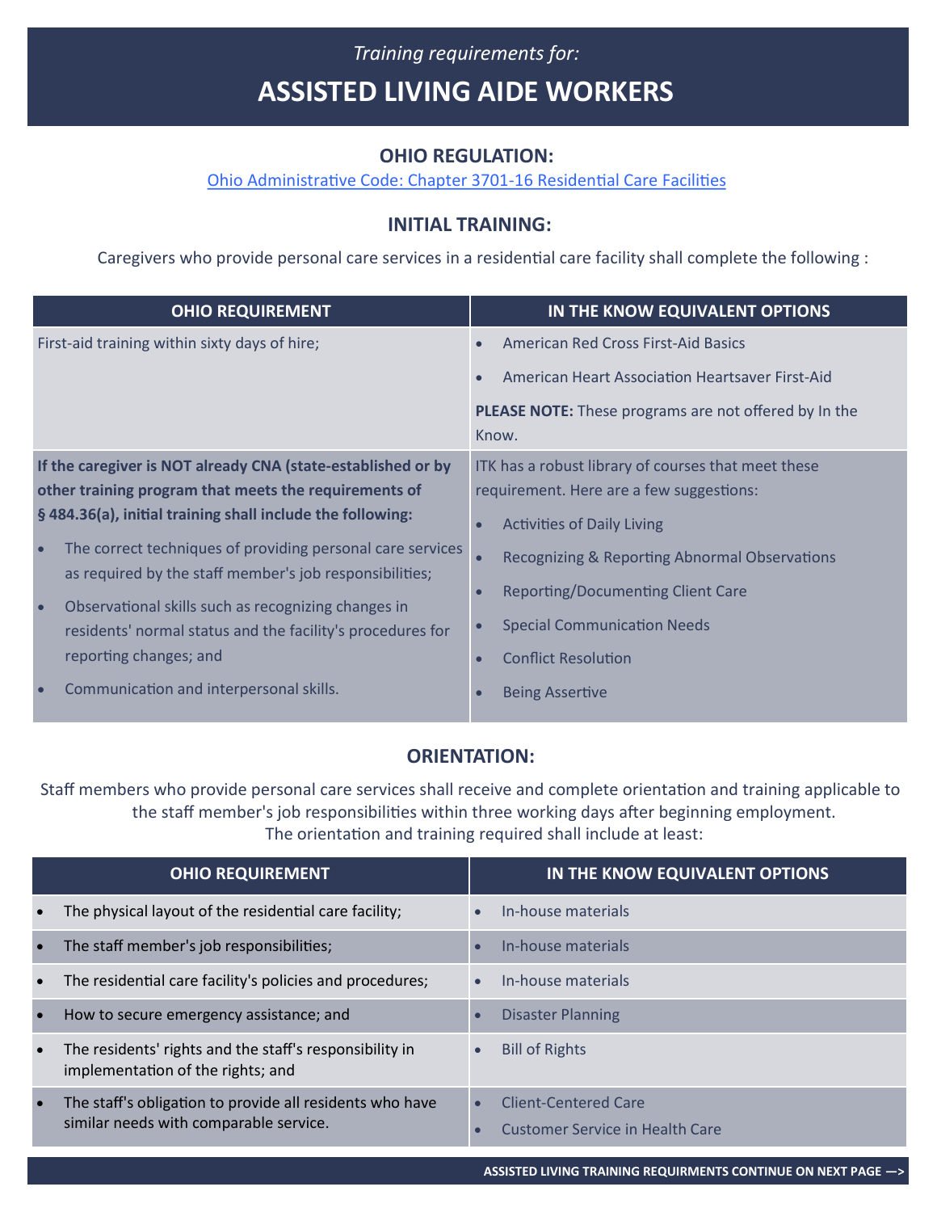*Training requirements for:*

# ASSISTED LIVING AIDE WORKERS

## OHIO REGULATION:

[Ohio Administrative Code: Chapter 3701-16 Residential Care Facilities]

## INITIAL TRAINING:

Caregivers who provide personal care services in a residential care facility shall complete the following :

| OHIO REQUIREMENT | IN THE KNOW EQUIVALENT OPTIONS |
|---|---|
| First-aid training within sixty days of hire; | • American Red Cross First-Aid Basics<br>• American Heart Association Heartsaver First-Aid<br>**PLEASE NOTE:** These programs are not offered by In the Know. |
| **If the caregiver is NOT already CNA (state-established or by other training program that meets the requirements of § 484.36(a), initial training shall include the following:**<br>• The correct techniques of providing personal care services as required by the staff member's job responsibilities;<br>• Observational skills such as recognizing changes in residents' normal status and the facility's procedures for reporting changes; and<br>• Communication and interpersonal skills. | ITK has a robust library of courses that meet these requirement. Here are a few suggestions:<br>• Activities of Daily Living<br>• Recognizing & Reporting Abnormal Observations<br>• Reporting/Documenting Client Care<br>• Special Communication Needs<br>• Conflict Resolution<br>• Being Assertive |

## ORIENTATION:

Staff members who provide personal care services shall receive and complete orientation and training applicable to the staff member's job responsibilities within three working days after beginning employment. The orientation and training required shall include at least:

| OHIO REQUIREMENT | IN THE KNOW EQUIVALENT OPTIONS |
|---|---|
| • The physical layout of the residential care facility; | • In-house materials |
| • The staff member's job responsibilities; | • In-house materials |
| • The residential care facility's policies and procedures; | • In-house materials |
| • How to secure emergency assistance; and | • Disaster Planning |
| • The residents' rights and the staff's responsibility in implementation of the rights; and | • Bill of Rights |
| • The staff's obligation to provide all residents who have similar needs with comparable service. | • Client-Centered Care<br>• Customer Service in Health Care |

**ASSISTED LIVING TRAINING REQUIRMENTS CONTINUE ON NEXT PAGE —>**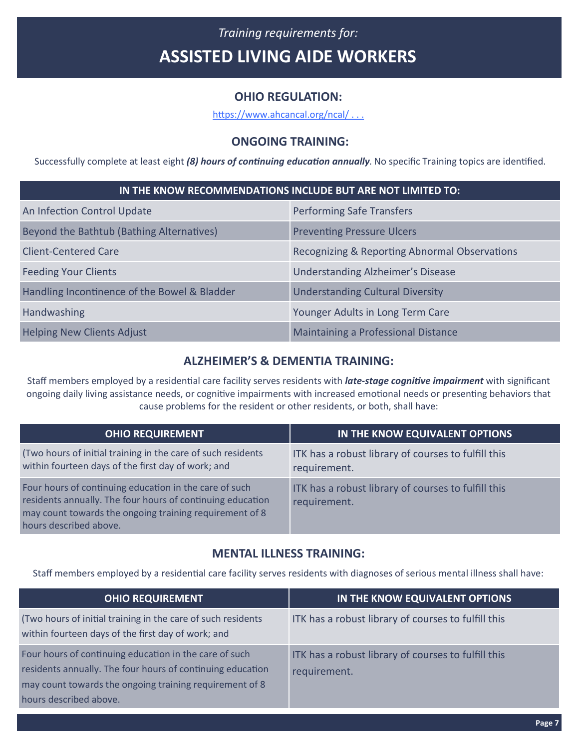*Training requirements for:*

# ASSISTED LIVING AIDE WORKERS

## OHIO REGULATION:

https://www.ahcancal.org/ncal/ . . .

## ONGOING TRAINING:

Successfully complete at least eight ***(8) hours of continuing education annually***. No specific Training topics are identified.

| IN THE KNOW RECOMMENDATIONS INCLUDE BUT ARE NOT LIMITED TO: | |
|---|---|
| An Infection Control Update | Performing Safe Transfers |
| Beyond the Bathtub (Bathing Alternatives) | Preventing Pressure Ulcers |
| Client-Centered Care | Recognizing & Reporting Abnormal Observations |
| Feeding Your Clients | Understanding Alzheimer's Disease |
| Handling Incontinence of the Bowel & Bladder | Understanding Cultural Diversity |
| Handwashing | Younger Adults in Long Term Care |
| Helping New Clients Adjust | Maintaining a Professional Distance |

## ALZHEIMER'S & DEMENTIA TRAINING:

Staff members employed by a residential care facility serves residents with ***late-stage cognitive impairment*** with significant ongoing daily living assistance needs, or cognitive impairments with increased emotional needs or presenting behaviors that cause problems for the resident or other residents, or both, shall have:

| OHIO REQUIREMENT | IN THE KNOW EQUIVALENT OPTIONS |
|---|---|
| (Two hours of initial training in the care of such residents within fourteen days of the first day of work; and | ITK has a robust library of courses to fulfill this requirement. |
| Four hours of continuing education in the care of such residents annually. The four hours of continuing education may count towards the ongoing training requirement of 8 hours described above. | ITK has a robust library of courses to fulfill this requirement. |

## MENTAL ILLNESS TRAINING:

Staff members employed by a residential care facility serves residents with diagnoses of serious mental illness shall have:

| OHIO REQUIREMENT | IN THE KNOW EQUIVALENT OPTIONS |
|---|---|
| (Two hours of initial training in the care of such residents within fourteen days of the first day of work; and | ITK has a robust library of courses to fulfill this |
| Four hours of continuing education in the care of such residents annually. The four hours of continuing education may count towards the ongoing training requirement of 8 hours described above. | ITK has a robust library of courses to fulfill this requirement. |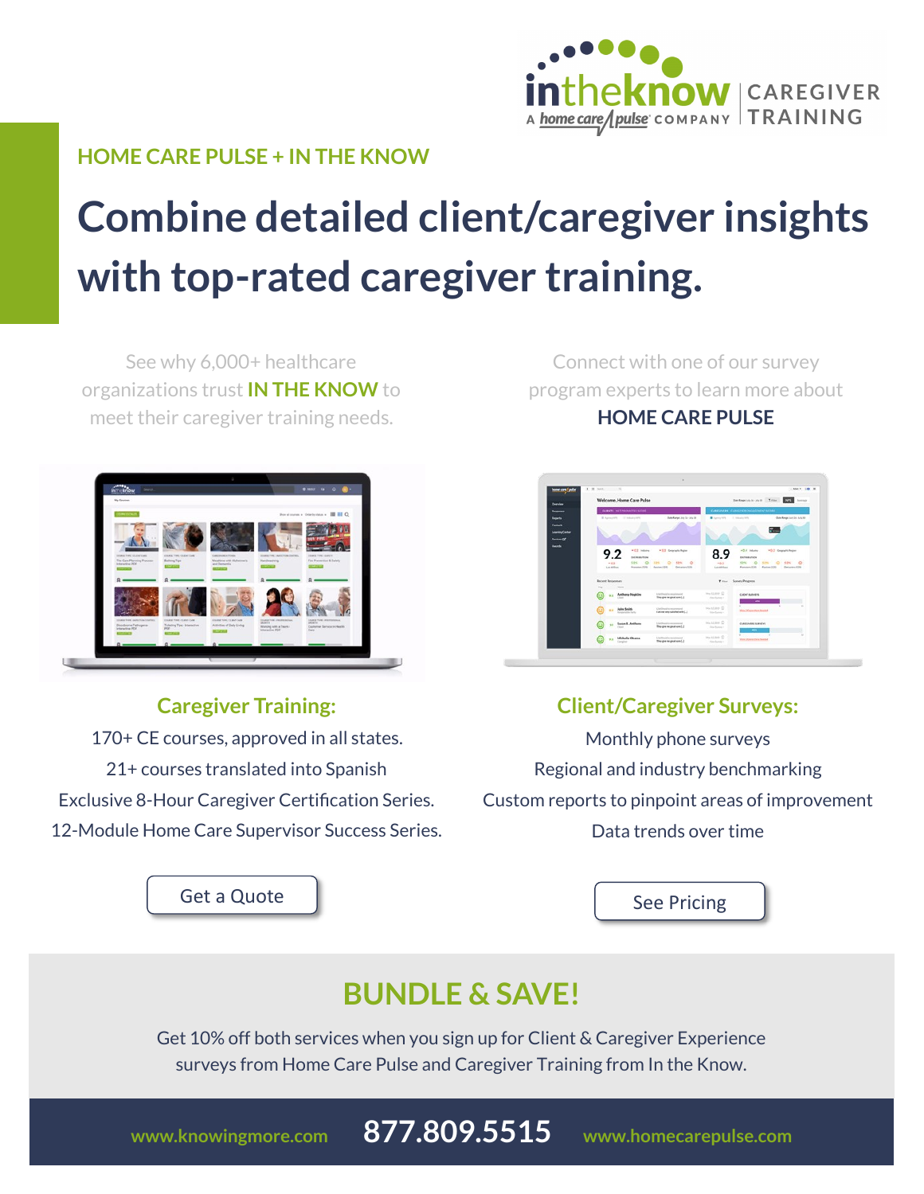intheknow | CAREGIVER TRAINING

A home care pulse COMPANY

HOME CARE PULSE + IN THE KNOW

# Combine detailed client/caregiver insights with top-rated caregiver training.

See why 6,000+ healthcare organizations trust **IN THE KNOW** to meet their caregiver training needs.

### Caregiver Training:

170+ CE courses, approved in all states.

21+ courses translated into Spanish

Exclusive 8-Hour Caregiver Certification Series.

12-Module Home Care Supervisor Success Series.

Get a Quote

Connect with one of our survey program experts to learn more about **HOME CARE PULSE**

### Client/Caregiver Surveys:

Monthly phone surveys

Regional and industry benchmarking

Custom reports to pinpoint areas of improvement

Data trends over time

See Pricing

## BUNDLE & SAVE!

Get 10% off both services when you sign up for Client & Caregiver Experience surveys from Home Care Pulse and Caregiver Training from In the Know.

www.knowingmore.com **877.809.5515** www.homecarepulse.com